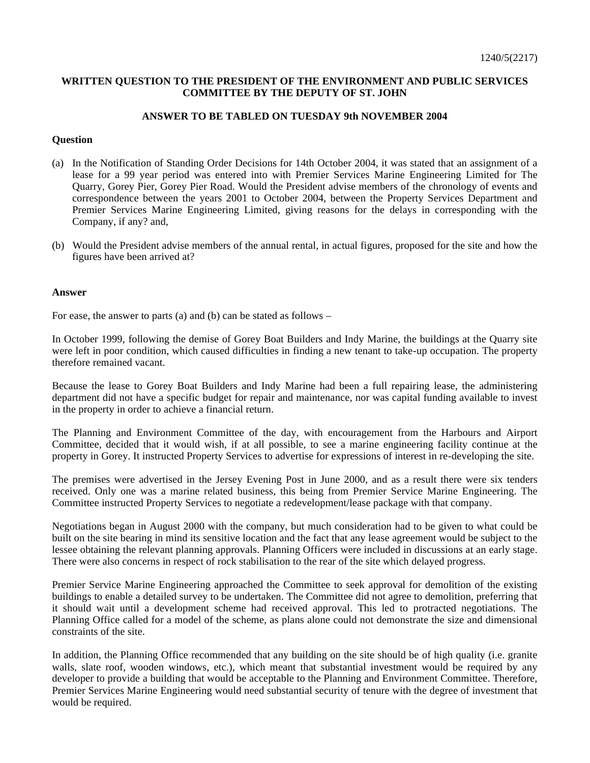1240/5(2217)

**WRITTEN QUESTION TO THE PRESIDENT OF THE ENVIRONMENT AND PUBLIC SERVICES COMMITTEE BY THE DEPUTY OF ST. JOHN**

**ANSWER TO BE TABLED ON TUESDAY 9th NOVEMBER 2004**

**Question**

(a) In the Notification of Standing Order Decisions for 14th October 2004, it was stated that an assignment of a lease for a 99 year period was entered into with Premier Services Marine Engineering Limited for The Quarry, Gorey Pier, Gorey Pier Road. Would the President advise members of the chronology of events and correspondence between the years 2001 to October 2004, between the Property Services Department and Premier Services Marine Engineering Limited, giving reasons for the delays in corresponding with the Company, if any? and,

(b) Would the President advise members of the annual rental, in actual figures, proposed for the site and how the figures have been arrived at?

**Answer**

For ease, the answer to parts (a) and (b) can be stated as follows –

In October 1999, following the demise of Gorey Boat Builders and Indy Marine, the buildings at the Quarry site were left in poor condition, which caused difficulties in finding a new tenant to take-up occupation. The property therefore remained vacant.

Because the lease to Gorey Boat Builders and Indy Marine had been a full repairing lease, the administering department did not have a specific budget for repair and maintenance, nor was capital funding available to invest in the property in order to achieve a financial return.

The Planning and Environment Committee of the day, with encouragement from the Harbours and Airport Committee, decided that it would wish, if at all possible, to see a marine engineering facility continue at the property in Gorey. It instructed Property Services to advertise for expressions of interest in re-developing the site.

The premises were advertised in the Jersey Evening Post in June 2000, and as a result there were six tenders received. Only one was a marine related business, this being from Premier Service Marine Engineering. The Committee instructed Property Services to negotiate a redevelopment/lease package with that company.

Negotiations began in August 2000 with the company, but much consideration had to be given to what could be built on the site bearing in mind its sensitive location and the fact that any lease agreement would be subject to the lessee obtaining the relevant planning approvals. Planning Officers were included in discussions at an early stage. There were also concerns in respect of rock stabilisation to the rear of the site which delayed progress.

Premier Service Marine Engineering approached the Committee to seek approval for demolition of the existing buildings to enable a detailed survey to be undertaken. The Committee did not agree to demolition, preferring that it should wait until a development scheme had received approval. This led to protracted negotiations. The Planning Office called for a model of the scheme, as plans alone could not demonstrate the size and dimensional constraints of the site.

In addition, the Planning Office recommended that any building on the site should be of high quality (i.e. granite walls, slate roof, wooden windows, etc.), which meant that substantial investment would be required by any developer to provide a building that would be acceptable to the Planning and Environment Committee. Therefore, Premier Services Marine Engineering would need substantial security of tenure with the degree of investment that would be required.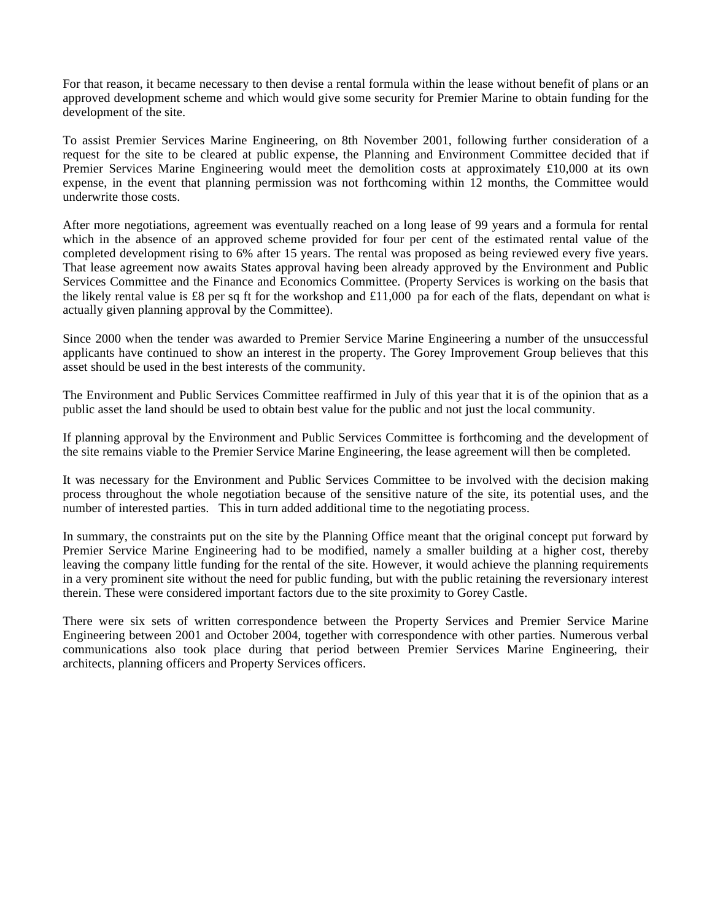For that reason, it became necessary to then devise a rental formula within the lease without benefit of plans or an approved development scheme and which would give some security for Premier Marine to obtain funding for the development of the site.

To assist Premier Services Marine Engineering, on 8th November 2001, following further consideration of a request for the site to be cleared at public expense, the Planning and Environment Committee decided that if Premier Services Marine Engineering would meet the demolition costs at approximately £10,000 at its own expense, in the event that planning permission was not forthcoming within 12 months, the Committee would underwrite those costs.

After more negotiations, agreement was eventually reached on a long lease of 99 years and a formula for rental which in the absence of an approved scheme provided for four per cent of the estimated rental value of the completed development rising to 6% after 15 years. The rental was proposed as being reviewed every five years. That lease agreement now awaits States approval having been already approved by the Environment and Public Services Committee and the Finance and Economics Committee. (Property Services is working on the basis that the likely rental value is £8 per sq ft for the workshop and £11,000 pa for each of the flats, dependant on what is actually given planning approval by the Committee).

Since 2000 when the tender was awarded to Premier Service Marine Engineering a number of the unsuccessful applicants have continued to show an interest in the property. The Gorey Improvement Group believes that this asset should be used in the best interests of the community.

The Environment and Public Services Committee reaffirmed in July of this year that it is of the opinion that as a public asset the land should be used to obtain best value for the public and not just the local community.

If planning approval by the Environment and Public Services Committee is forthcoming and the development of the site remains viable to the Premier Service Marine Engineering, the lease agreement will then be completed.

It was necessary for the Environment and Public Services Committee to be involved with the decision making process throughout the whole negotiation because of the sensitive nature of the site, its potential uses, and the number of interested parties. This in turn added additional time to the negotiating process.

In summary, the constraints put on the site by the Planning Office meant that the original concept put forward by Premier Service Marine Engineering had to be modified, namely a smaller building at a higher cost, thereby leaving the company little funding for the rental of the site. However, it would achieve the planning requirements in a very prominent site without the need for public funding, but with the public retaining the reversionary interest therein. These were considered important factors due to the site proximity to Gorey Castle.

There were six sets of written correspondence between the Property Services and Premier Service Marine Engineering between 2001 and October 2004, together with correspondence with other parties. Numerous verbal communications also took place during that period between Premier Services Marine Engineering, their architects, planning officers and Property Services officers.